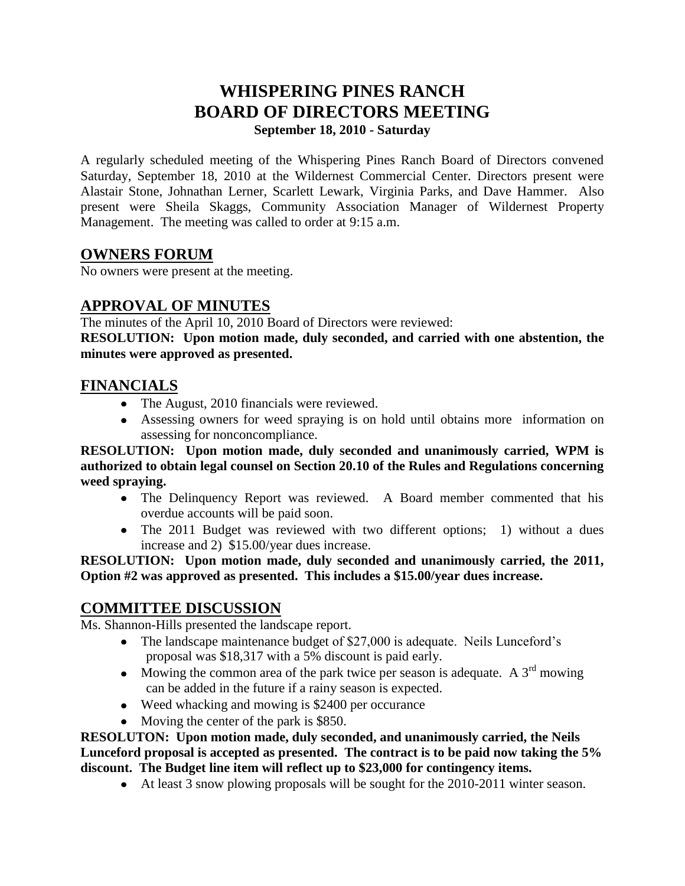# WHISPERING PINES RANCH
# BOARD OF DIRECTORS MEETING
### September 18, 2010 - Saturday

A regularly scheduled meeting of the Whispering Pines Ranch Board of Directors convened Saturday, September 18, 2010 at the Wildernest Commercial Center. Directors present were Alastair Stone, Johnathan Lerner, Scarlett Lewark, Virginia Parks, and Dave Hammer. Also present were Sheila Skaggs, Community Association Manager of Wildernest Property Management. The meeting was called to order at 9:15 a.m.

## OWNERS FORUM

No owners were present at the meeting.

## APPROVAL OF MINUTES

The minutes of the April 10, 2010 Board of Directors were reviewed:

**RESOLUTION: Upon motion made, duly seconded, and carried with one abstention, the minutes were approved as presented.**

## FINANCIALS

- The August, 2010 financials were reviewed.
- Assessing owners for weed spraying is on hold until obtains more information on assessing for nonconcompliance.

**RESOLUTION: Upon motion made, duly seconded and unanimously carried, WPM is authorized to obtain legal counsel on Section 20.10 of the Rules and Regulations concerning weed spraying.**

- The Delinquency Report was reviewed. A Board member commented that his overdue accounts will be paid soon.
- The 2011 Budget was reviewed with two different options; 1) without a dues increase and 2) $15.00/year dues increase.

**RESOLUTION: Upon motion made, duly seconded and unanimously carried, the 2011, Option #2 was approved as presented. This includes a $15.00/year dues increase.**

## COMMITTEE DISCUSSION

Ms. Shannon-Hills presented the landscape report.

- The landscape maintenance budget of $27,000 is adequate. Neils Lunceford's proposal was $18,317 with a 5% discount is paid early.
- Mowing the common area of the park twice per season is adequate. A 3rd mowing can be added in the future if a rainy season is expected.
- Weed whacking and mowing is $2400 per occurance
- Moving the center of the park is $850.

**RESOLUTON: Upon motion made, duly seconded, and unanimously carried, the Neils Lunceford proposal is accepted as presented. The contract is to be paid now taking the 5% discount. The Budget line item will reflect up to $23,000 for contingency items.**

- At least 3 snow plowing proposals will be sought for the 2010-2011 winter season.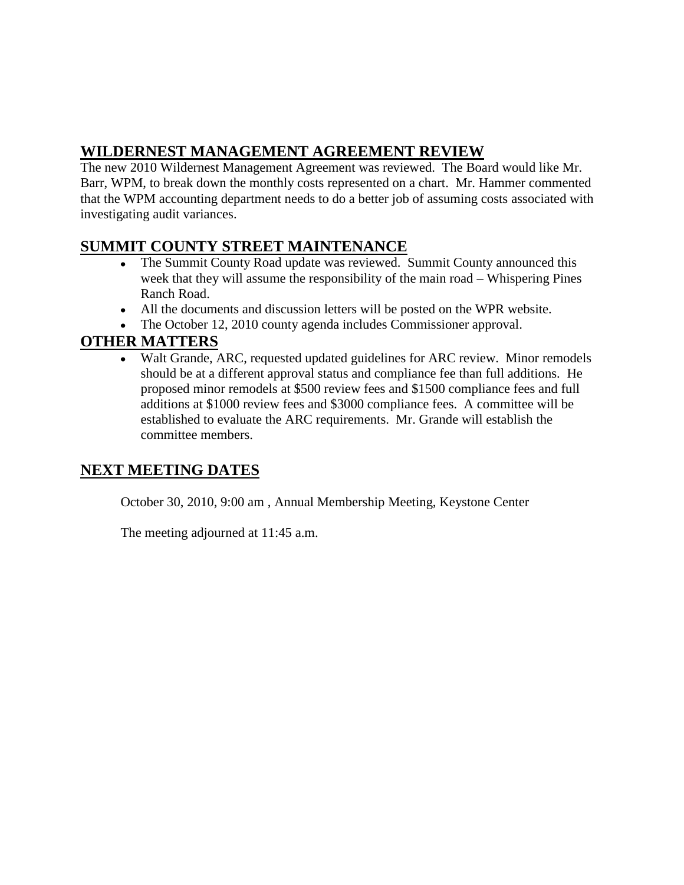## WILDERNEST MANAGEMENT AGREEMENT REVIEW

The new 2010 Wildernest Management Agreement was reviewed. The Board would like Mr. Barr, WPM, to break down the monthly costs represented on a chart. Mr. Hammer commented that the WPM accounting department needs to do a better job of assuming costs associated with investigating audit variances.

## SUMMIT COUNTY STREET MAINTENANCE

- The Summit County Road update was reviewed. Summit County announced this week that they will assume the responsibility of the main road – Whispering Pines Ranch Road.
- All the documents and discussion letters will be posted on the WPR website.
- The October 12, 2010 county agenda includes Commissioner approval.

## OTHER MATTERS

- Walt Grande, ARC, requested updated guidelines for ARC review. Minor remodels should be at a different approval status and compliance fee than full additions. He proposed minor remodels at $500 review fees and $1500 compliance fees and full additions at $1000 review fees and $3000 compliance fees. A committee will be established to evaluate the ARC requirements. Mr. Grande will establish the committee members.

## NEXT MEETING DATES

October 30, 2010, 9:00 am , Annual Membership Meeting, Keystone Center

The meeting adjourned at 11:45 a.m.